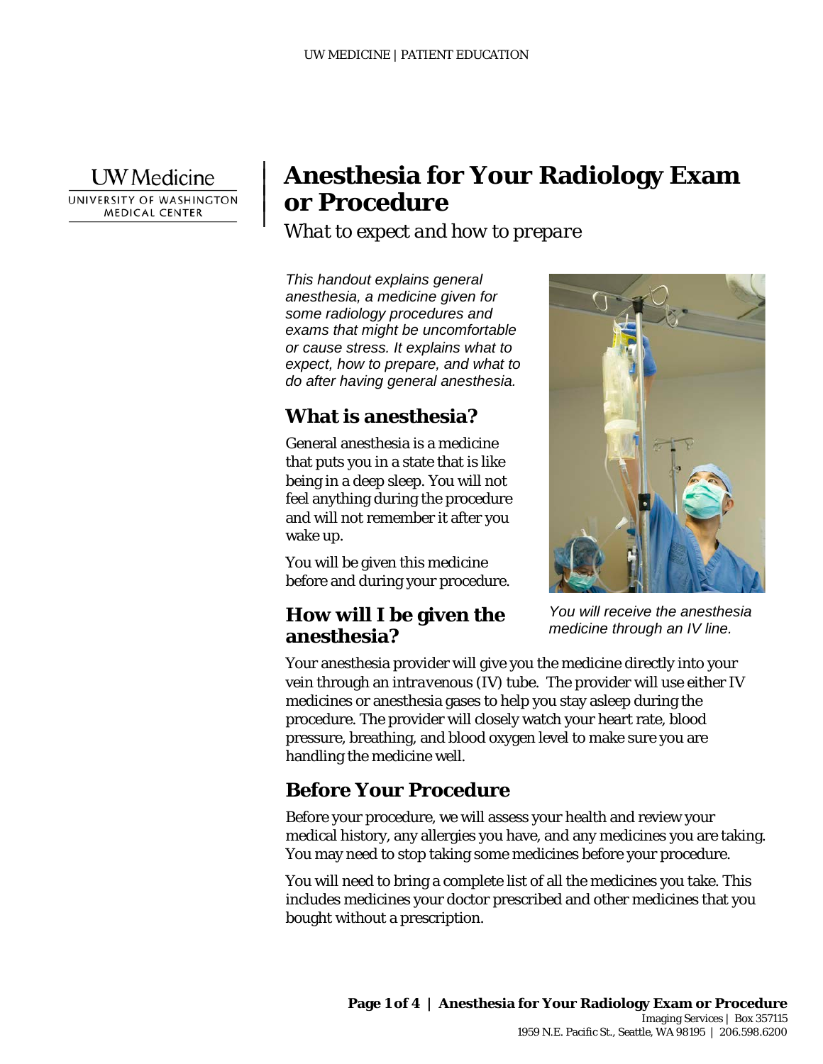UW Medicine
UNIVERSITY OF WASHINGTON MEDICAL CENTER

# Anesthesia for Your Radiology Exam or Procedure

*What to expect and how to prepare*

*This handout explains general anesthesia, a medicine given for some radiology procedures and exams that might be uncomfortable or cause stress. It explains what to expect, how to prepare, and what to do after having general anesthesia.*

## What is anesthesia?

General anesthesia is a medicine that puts you in a state that is like being in a deep sleep. You will not feel anything during the procedure and will not remember it after you wake up.

You will be given this medicine before and during your procedure.

*You will receive the anesthesia medicine through an IV line.*

## How will I be given the anesthesia?

Your anesthesia provider will give you the medicine directly into your vein through an *intravenous* (IV) tube. The provider will use either IV medicines or anesthesia gases to help you stay asleep during the procedure. The provider will closely watch your heart rate, blood pressure, breathing, and blood oxygen level to make sure you are handling the medicine well.

## Before Your Procedure

Before your procedure, we will assess your health and review your medical history, any allergies you have, and any medicines you are taking. You may need to stop taking some medicines before your procedure.

You will need to bring a complete list of all the medicines you take. This includes medicines your doctor prescribed and other medicines that you bought without a prescription.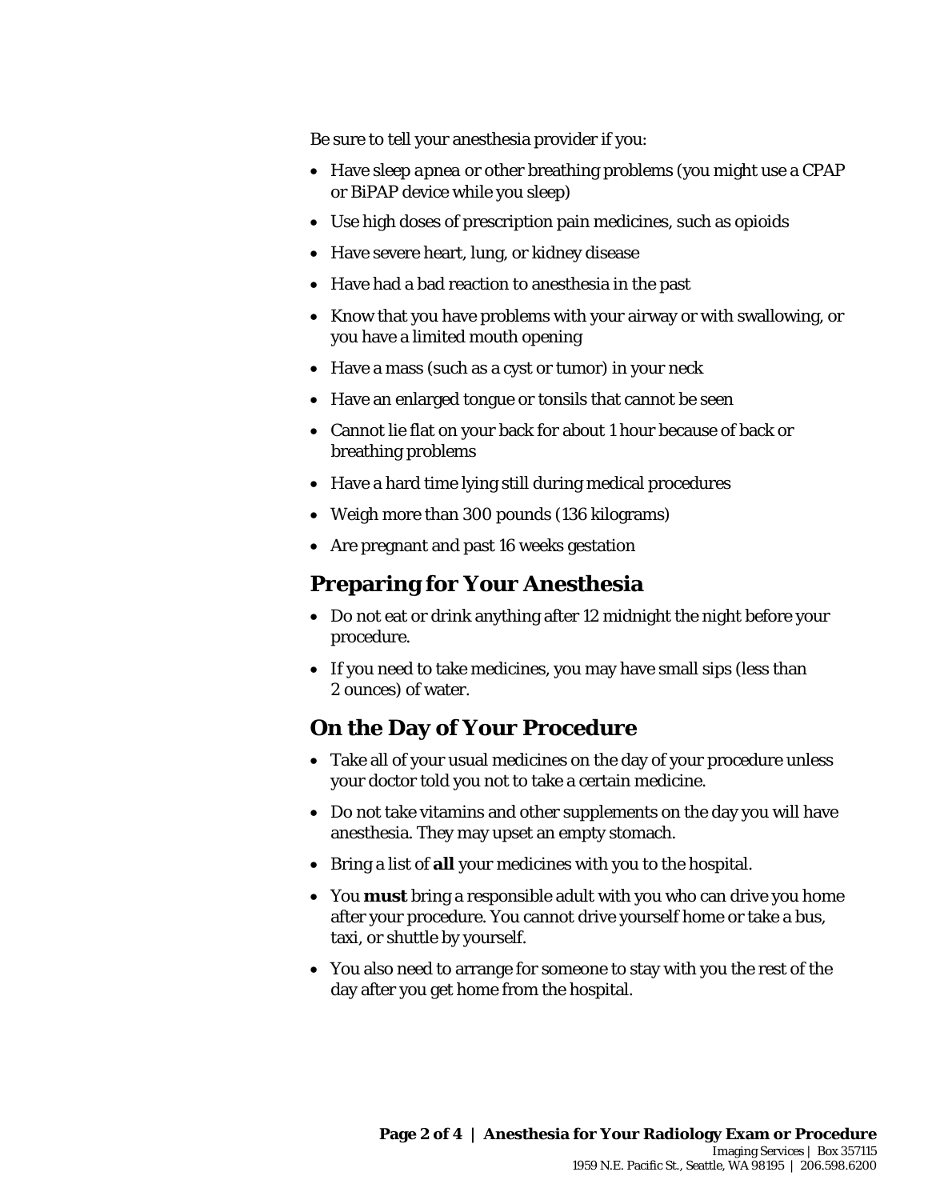Be sure to tell your anesthesia provider if you:

- Have sleep apnea or other breathing problems (you might use a CPAP or BiPAP device while you sleep)
- Use high doses of prescription pain medicines, such as opioids
- Have severe heart, lung, or kidney disease
- Have had a bad reaction to anesthesia in the past
- Know that you have problems with your airway or with swallowing, or you have a limited mouth opening
- Have a mass (such as a cyst or tumor) in your neck
- Have an enlarged tongue or tonsils that cannot be seen
- Cannot lie flat on your back for about 1 hour because of back or breathing problems
- Have a hard time lying still during medical procedures
- Weigh more than 300 pounds (136 kilograms)
- Are pregnant and past 16 weeks gestation

## Preparing for Your Anesthesia

- Do not eat or drink anything after 12 midnight the night before your procedure.
- If you need to take medicines, you may have small sips (less than 2 ounces) of water.

## On the Day of Your Procedure

- Take all of your usual medicines on the day of your procedure unless your doctor told you not to take a certain medicine.
- Do not take vitamins and other supplements on the day you will have anesthesia. They may upset an empty stomach.
- Bring a list of **all** your medicines with you to the hospital.
- You **must** bring a responsible adult with you who can drive you home after your procedure. You cannot drive yourself home or take a bus, taxi, or shuttle by yourself.
- You also need to arrange for someone to stay with you the rest of the day after you get home from the hospital.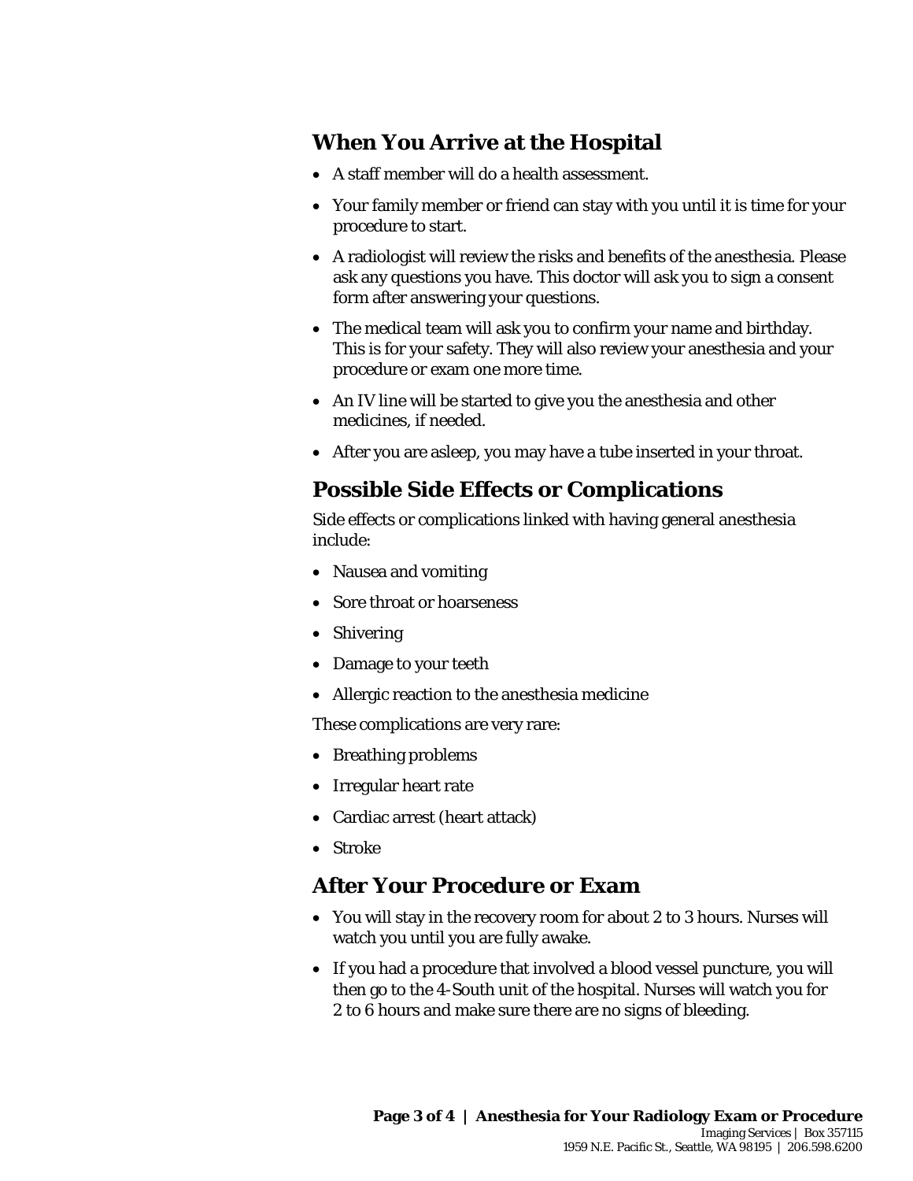## When You Arrive at the Hospital

- A staff member will do a health assessment.
- Your family member or friend can stay with you until it is time for your procedure to start.
- A radiologist will review the risks and benefits of the anesthesia. Please ask any questions you have. This doctor will ask you to sign a consent form after answering your questions.
- The medical team will ask you to confirm your name and birthday. This is for your safety. They will also review your anesthesia and your procedure or exam one more time.
- An IV line will be started to give you the anesthesia and other medicines, if needed.
- After you are asleep, you may have a tube inserted in your throat.

## Possible Side Effects or Complications

Side effects or complications linked with having general anesthesia include:

- Nausea and vomiting
- Sore throat or hoarseness
- Shivering
- Damage to your teeth
- Allergic reaction to the anesthesia medicine

These complications are very rare:

- Breathing problems
- Irregular heart rate
- Cardiac arrest (heart attack)
- Stroke

## After Your Procedure or Exam

- You will stay in the recovery room for about 2 to 3 hours. Nurses will watch you until you are fully awake.
- If you had a procedure that involved a blood vessel puncture, you will then go to the 4-South unit of the hospital. Nurses will watch you for 2 to 6 hours and make sure there are no signs of bleeding.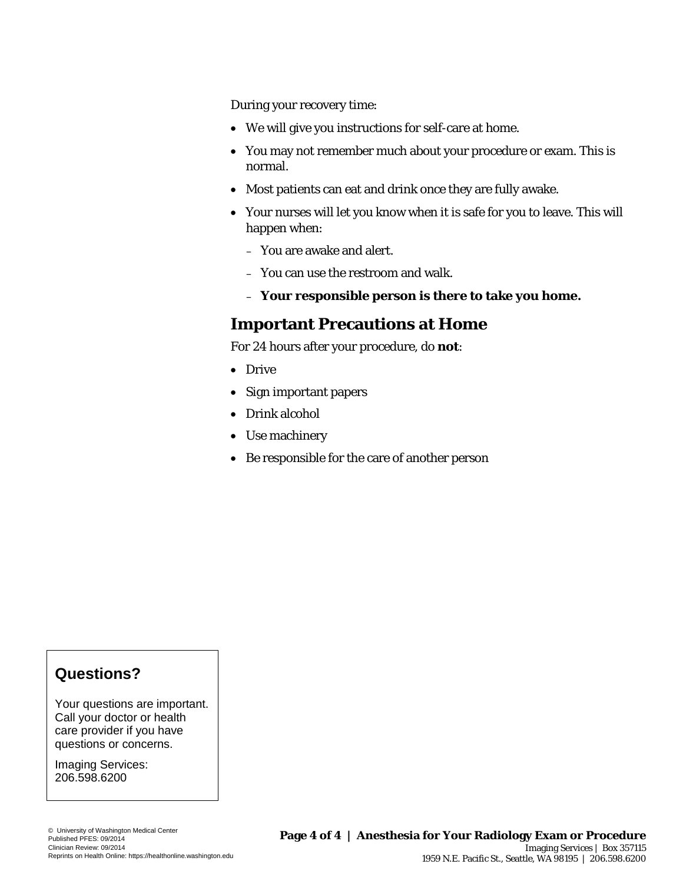During your recovery time:

- We will give you instructions for self-care at home.
- You may not remember much about your procedure or exam. This is normal.
- Most patients can eat and drink once they are fully awake.
- Your nurses will let you know when it is safe for you to leave. This will happen when:
  - You are awake and alert.
  - You can use the restroom and walk.
  - **Your responsible person is there to take you home.**

## Important Precautions at Home

For 24 hours after your procedure, do **not**:

- Drive
- Sign important papers
- Drink alcohol
- Use machinery
- Be responsible for the care of another person

### Questions?

Your questions are important. Call your doctor or health care provider if you have questions or concerns.

Imaging Services: 206.598.6200

© University of Washington Medical Center
Published PFES: 09/2014
Clinician Review: 09/2014
Reprints on Health Online: https://healthonline.washington.edu

Imaging Services | Box 357115
1959 N.E. Pacific St., Seattle, WA 98195 | 206.598.6200